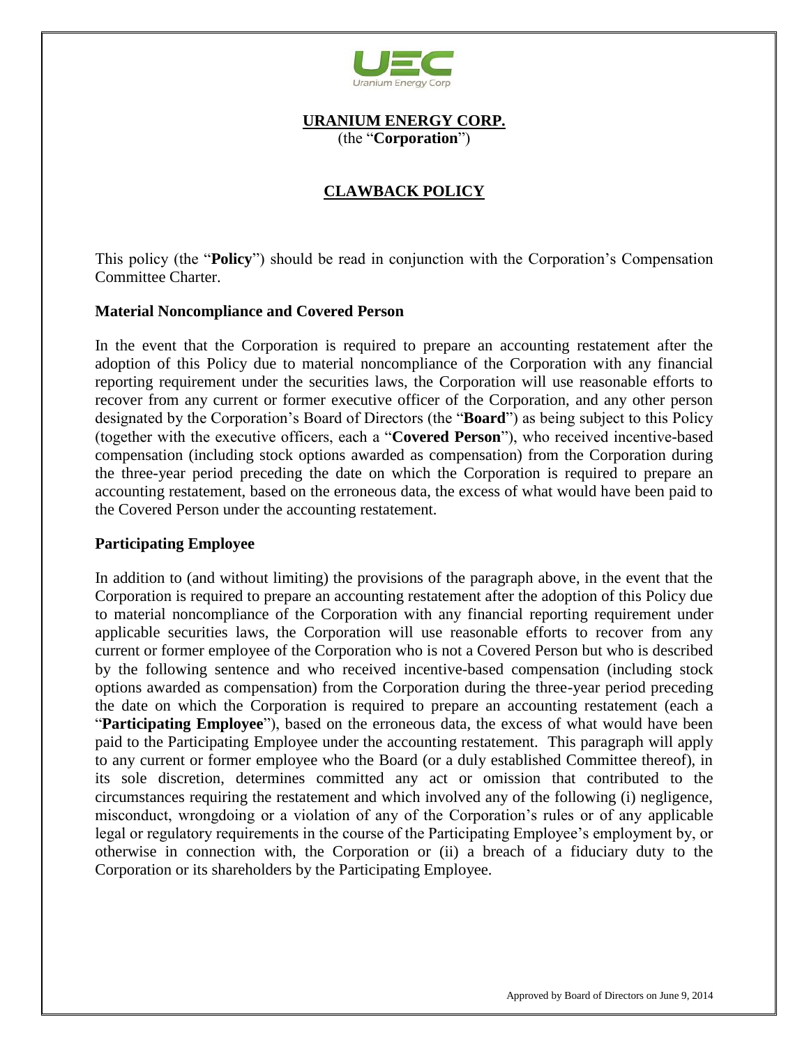**URANIUM ENERGY CORP.**
(the "**Corporation**")

# CLAWBACK POLICY

This policy (the "**Policy**") should be read in conjunction with the Corporation's Compensation Committee Charter.

### Material Noncompliance and Covered Person

In the event that the Corporation is required to prepare an accounting restatement after the adoption of this Policy due to material noncompliance of the Corporation with any financial reporting requirement under the securities laws, the Corporation will use reasonable efforts to recover from any current or former executive officer of the Corporation, and any other person designated by the Corporation's Board of Directors (the "**Board**") as being subject to this Policy (together with the executive officers, each a "**Covered Person**"), who received incentive-based compensation (including stock options awarded as compensation) from the Corporation during the three-year period preceding the date on which the Corporation is required to prepare an accounting restatement, based on the erroneous data, the excess of what would have been paid to the Covered Person under the accounting restatement.

### Participating Employee

In addition to (and without limiting) the provisions of the paragraph above, in the event that the Corporation is required to prepare an accounting restatement after the adoption of this Policy due to material noncompliance of the Corporation with any financial reporting requirement under applicable securities laws, the Corporation will use reasonable efforts to recover from any current or former employee of the Corporation who is not a Covered Person but who is described by the following sentence and who received incentive-based compensation (including stock options awarded as compensation) from the Corporation during the three-year period preceding the date on which the Corporation is required to prepare an accounting restatement (each a "**Participating Employee**"), based on the erroneous data, the excess of what would have been paid to the Participating Employee under the accounting restatement. This paragraph will apply to any current or former employee who the Board (or a duly established Committee thereof), in its sole discretion, determines committed any act or omission that contributed to the circumstances requiring the restatement and which involved any of the following (i) negligence, misconduct, wrongdoing or a violation of any of the Corporation's rules or of any applicable legal or regulatory requirements in the course of the Participating Employee's employment by, or otherwise in connection with, the Corporation or (ii) a breach of a fiduciary duty to the Corporation or its shareholders by the Participating Employee.

Approved by Board of Directors on June 9, 2014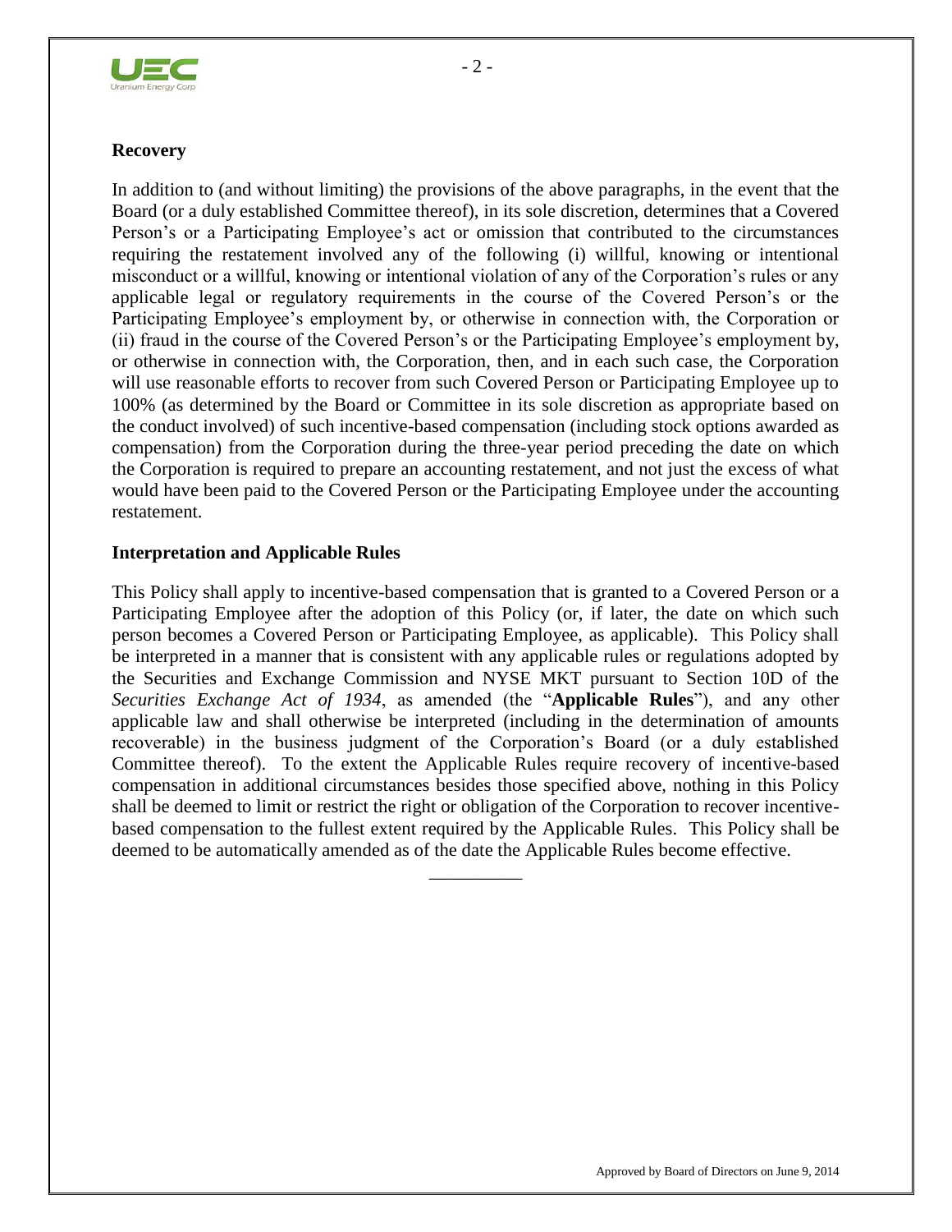## Recovery

In addition to (and without limiting) the provisions of the above paragraphs, in the event that the Board (or a duly established Committee thereof), in its sole discretion, determines that a Covered Person's or a Participating Employee's act or omission that contributed to the circumstances requiring the restatement involved any of the following (i) willful, knowing or intentional misconduct or a willful, knowing or intentional violation of any of the Corporation's rules or any applicable legal or regulatory requirements in the course of the Covered Person's or the Participating Employee's employment by, or otherwise in connection with, the Corporation or (ii) fraud in the course of the Covered Person's or the Participating Employee's employment by, or otherwise in connection with, the Corporation, then, and in each such case, the Corporation will use reasonable efforts to recover from such Covered Person or Participating Employee up to 100% (as determined by the Board or Committee in its sole discretion as appropriate based on the conduct involved) of such incentive-based compensation (including stock options awarded as compensation) from the Corporation during the three-year period preceding the date on which the Corporation is required to prepare an accounting restatement, and not just the excess of what would have been paid to the Covered Person or the Participating Employee under the accounting restatement.

## Interpretation and Applicable Rules

This Policy shall apply to incentive-based compensation that is granted to a Covered Person or a Participating Employee after the adoption of this Policy (or, if later, the date on which such person becomes a Covered Person or Participating Employee, as applicable). This Policy shall be interpreted in a manner that is consistent with any applicable rules or regulations adopted by the Securities and Exchange Commission and NYSE MKT pursuant to Section 10D of the *Securities Exchange Act of 1934*, as amended (the "**Applicable Rules**"), and any other applicable law and shall otherwise be interpreted (including in the determination of amounts recoverable) in the business judgment of the Corporation's Board (or a duly established Committee thereof). To the extent the Applicable Rules require recovery of incentive-based compensation in additional circumstances besides those specified above, nothing in this Policy shall be deemed to limit or restrict the right or obligation of the Corporation to recover incentive-based compensation to the fullest extent required by the Applicable Rules. This Policy shall be deemed to be automatically amended as of the date the Applicable Rules become effective.

\_\_\_\_\_\_\_\_\_\_

Approved by Board of Directors on June 9, 2014